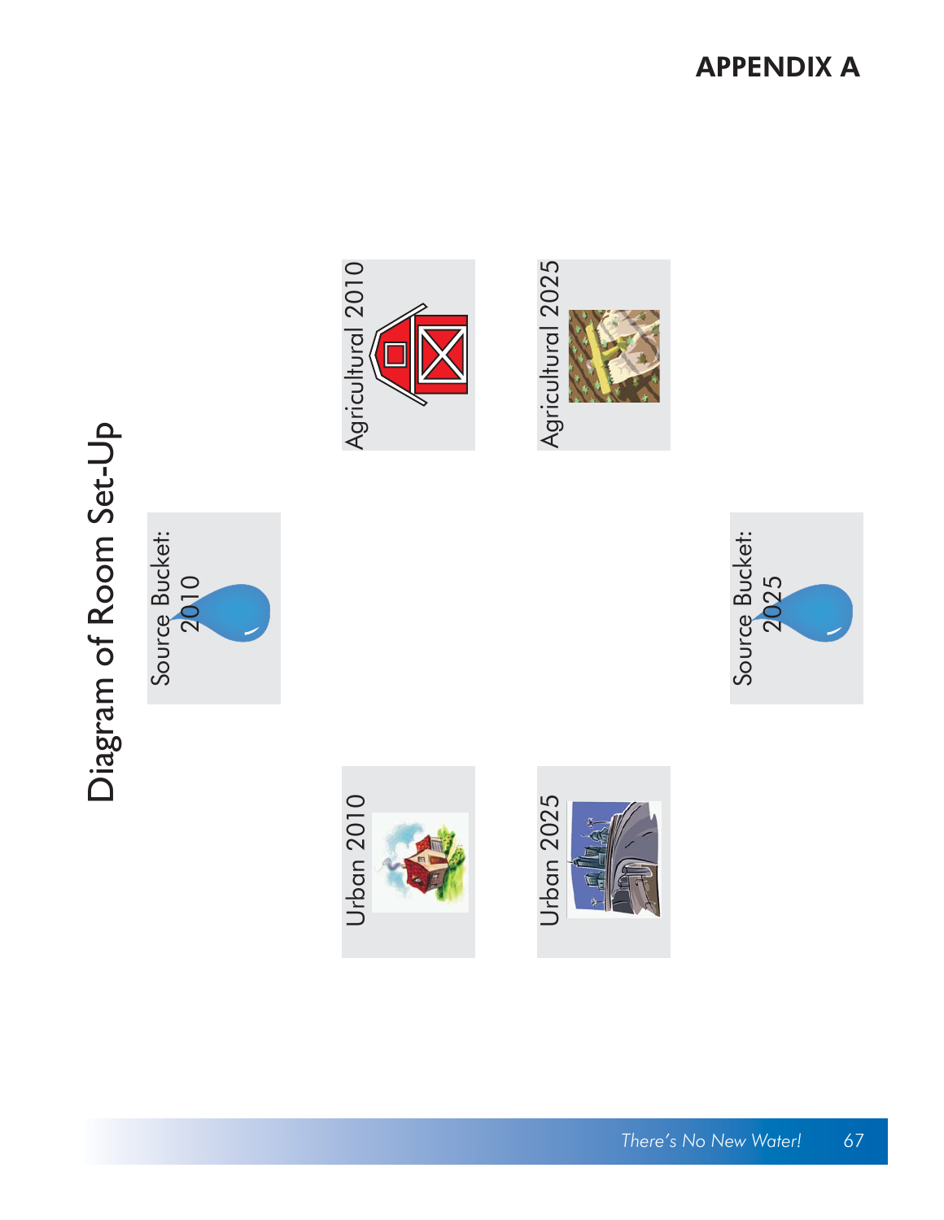# APPENDIX A

## Diagram of Room Set-Up

Source Bucket: 2010

Agricultural 2010

Agricultural 2025

Source Bucket: 2025

Urban 2010

Urban 2025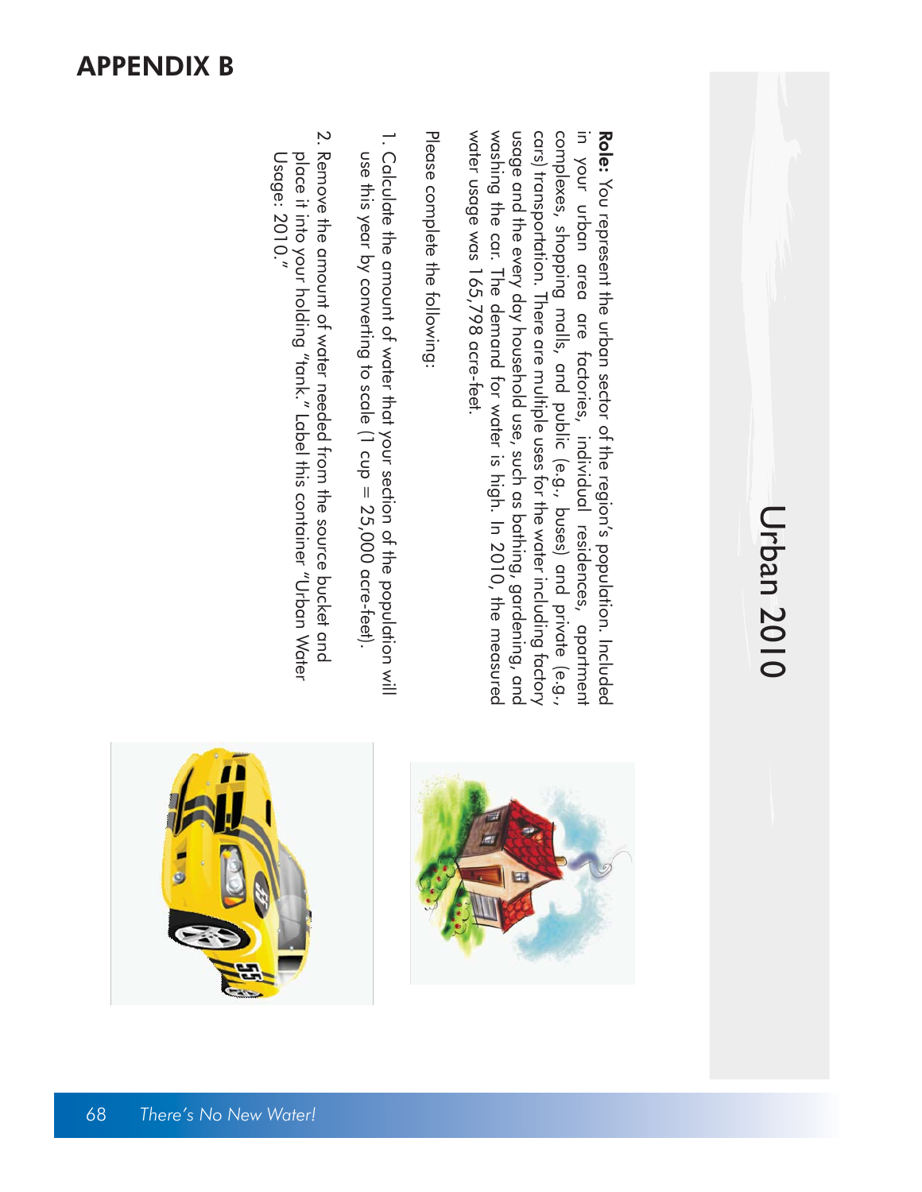# APPENDIX B

## Urban 2010

**Role:** You represent the urban sector of the region's population. Included in your urban area are factories, individual residences, apartment complexes, shopping malls, and public (e.g., buses) and private (e.g., cars) transportation. There are multiple uses for the water including factory usage and the every day household use, such as bathing, gardening, and washing the car. The demand for water is high. In 2010, the measured water usage was 165,798 acre-feet.

Please complete the following:

1. Calculate the amount of water that your section of the population will use this year by converting to scale (1 cup = 25,000 acre-feet).
2. Remove the amount of water needed from the source bucket and place it into your holding "tank." Label this container "Urban Water Usage: 2010."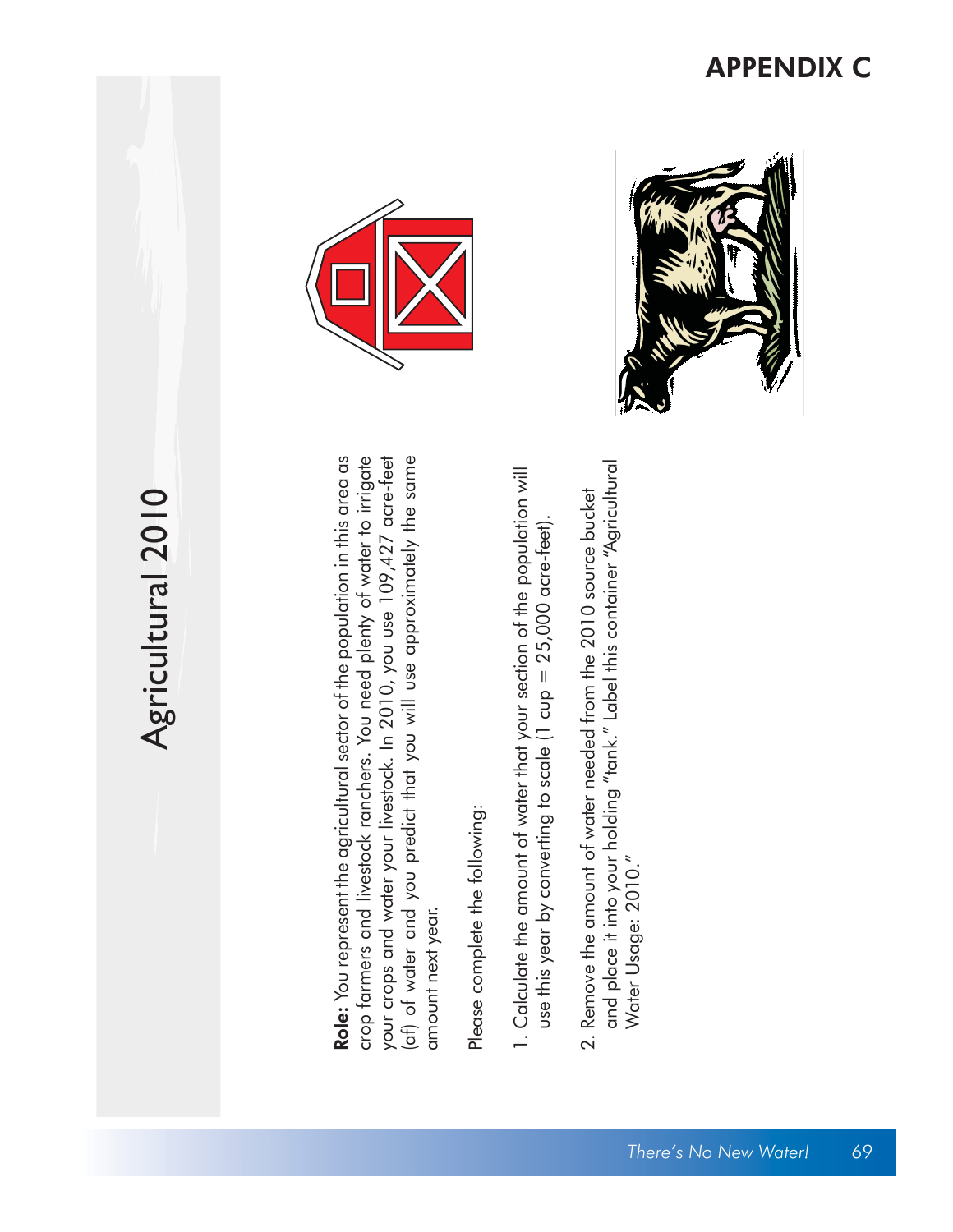# APPENDIX C

## Agricultural 2010

**Role:** You represent the agricultural sector of the population in this area as crop farmers and livestock ranchers. You need plenty of water to irrigate your crops and water your livestock. In 2010, you use 109,427 acre-feet (af) of water and you predict that you will use approximately the same amount next year.

Please complete the following:

1. Calculate the amount of water that your section of the population will use this year by converting to scale (1 cup = 25,000 acre-feet).

2. Remove the amount of water needed from the 2010 source bucket and place it into your holding "tank." Label this container "Agricultural Water Usage: 2010."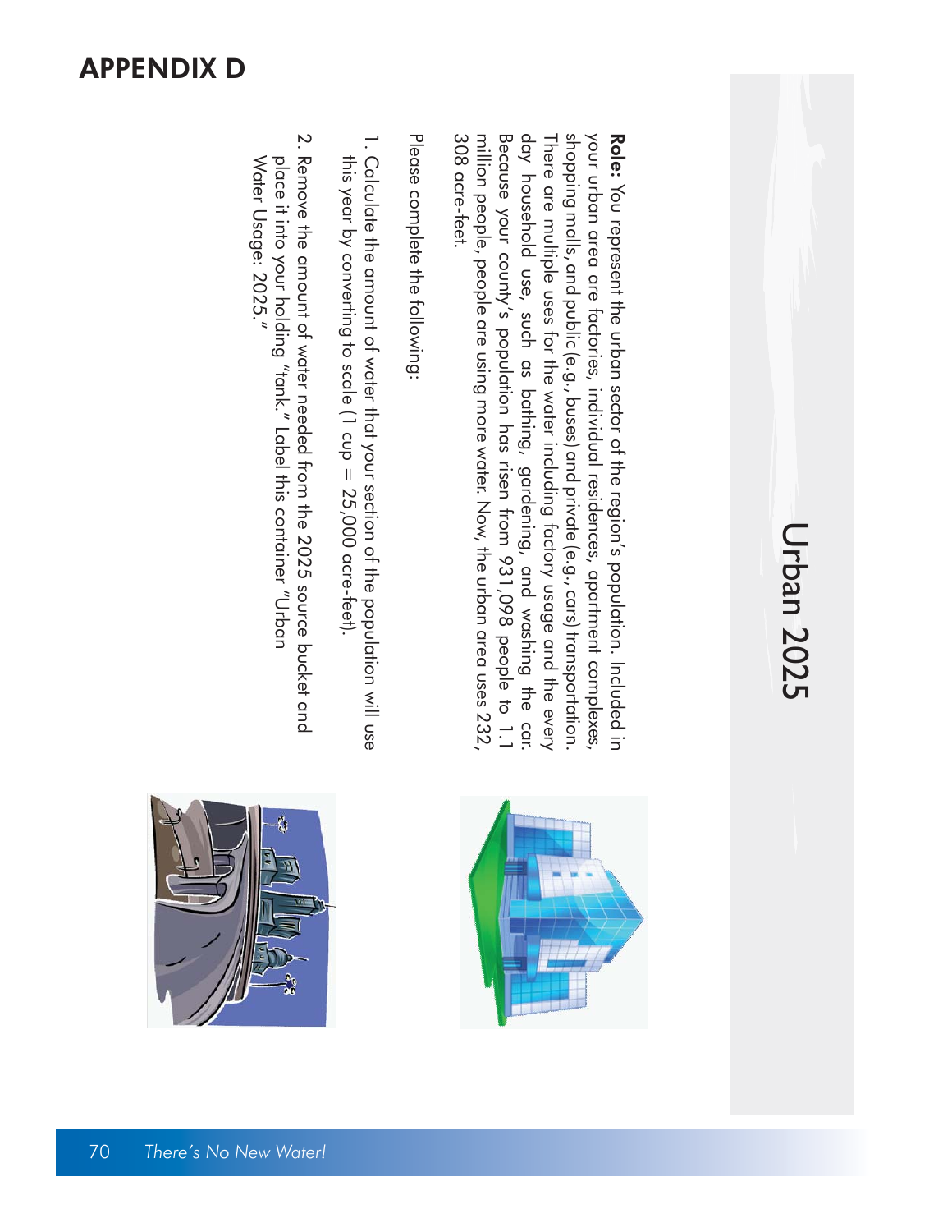## APPENDIX D

# Urban 2025

**Role:** You represent the urban sector of the region's population. Included in your urban area are factories, individual residences, apartment complexes, shopping malls, and public (e.g., buses) and private (e.g., cars) transportation. There are multiple uses for the water including factory usage and the every day household use, such as bathing, gardening, and washing the car. Because your county's population has risen from 931,098 people to 1.1 million people, people are using more water. Now, the urban area uses 232,308 acre-feet.

Please complete the following:

1. Calculate the amount of water that your section of the population will use this year by converting to scale (1 cup = 25,000 acre-feet).
2. Remove the amount of water needed from the 2025 source bucket and place it into your holding "tank." Label this container "Urban Water Usage: 2025."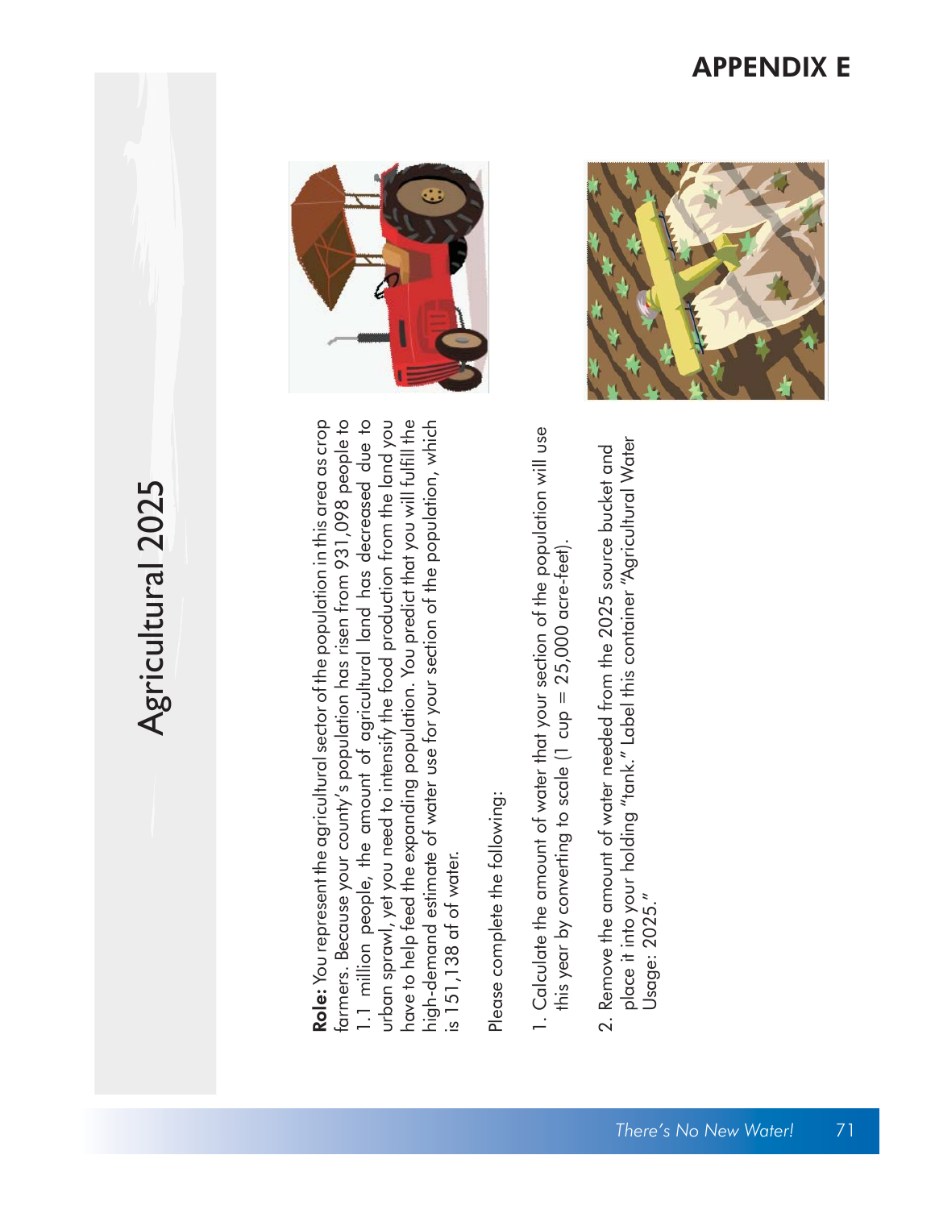# Agricultural 2025

**Role:** You represent the agricultural sector of the population in this area as crop farmers. Because your county's population has risen from 931,098 people to 1.1 million people, the amount of agricultural land has decreased due to urban sprawl, yet you need to intensify the food production from the land you have to help feed the expanding population. You predict that you will fulfill the high-demand estimate of water use for your section of the population, which is 151,138 af of water.

Please complete the following:

1. Calculate the amount of water that your section of the population will use this year by converting to scale (1 cup = 25,000 acre-feet).

2. Remove the amount of water needed from the 2025 source bucket and place it into your holding "tank." Label this container "Agricultural Water Usage: 2025."